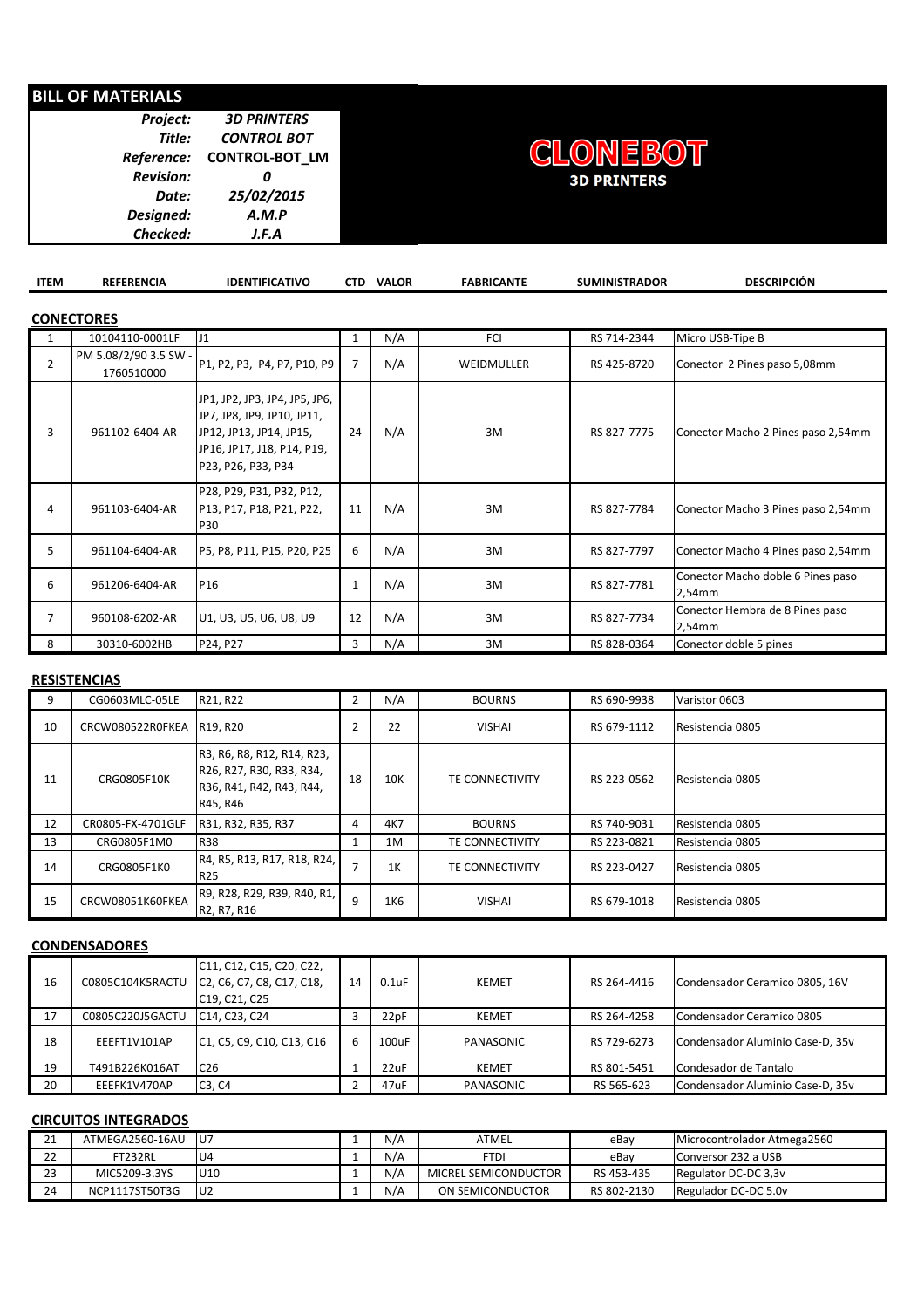## BILL OF MATERIALS

| | |
|---|---|
| *Project:* | ***3D PRINTERS*** |
| *Title:* | ***CONTROL BOT*** |
| *Reference:* | ***CONTROL-BOT_LM*** |
| *Revision:* | ***0*** |
| *Date:* | ***25/02/2015*** |
| *Designed:* | ***A.M.P*** |
| *Checked:* | ***J.F.A*** |

**CLONEBOT**

**3D PRINTERS**

| ITEM | REFERENCIA | IDENTIFICATIVO | CTD | VALOR | FABRICANTE | SUMINISTRADOR | DESCRIPCIÓN |
|---|---|---|---|---|---|---|---|
| **CONECTORES** | | | | | | | |
| 1 | 10104110-0001LF | J1 | 1 | N/A | FCI | RS 714-2344 | Micro USB-Tipe B |
| 2 | PM 5.08/2/90 3.5 SW - 1760510000 | P1, P2, P3, P4, P7, P10, P9 | 7 | N/A | WEIDMULLER | RS 425-8720 | Conector 2 Pines paso 5,08mm |
| 3 | 961102-6404-AR | JP1, JP2, JP3, JP4, JP5, JP6, JP7, JP8, JP9, JP10, JP11, JP12, JP13, JP14, JP15, JP16, JP17, J18, P14, P19, P23, P26, P33, P34 | 24 | N/A | 3M | RS 827-7775 | Conector Macho 2 Pines paso 2,54mm |
| 4 | 961103-6404-AR | P28, P29, P31, P32, P12, P13, P17, P18, P21, P22, P30 | 11 | N/A | 3M | RS 827-7784 | Conector Macho 3 Pines paso 2,54mm |
| 5 | 961104-6404-AR | P5, P8, P11, P15, P20, P25 | 6 | N/A | 3M | RS 827-7797 | Conector Macho 4 Pines paso 2,54mm |
| 6 | 961206-6404-AR | P16 | 1 | N/A | 3M | RS 827-7781 | Conector Macho doble 6 Pines paso 2,54mm |
| 7 | 960108-6202-AR | U1, U3, U5, U6, U8, U9 | 12 | N/A | 3M | RS 827-7734 | Conector Hembra de 8 Pines paso 2,54mm |
| 8 | 30310-6002HB | P24, P27 | 3 | N/A | 3M | RS 828-0364 | Conector doble 5 pines |
| **RESISTENCIAS** | | | | | | | |
| 9 | CG0603MLC-05LE | R21, R22 | 2 | N/A | BOURNS | RS 690-9938 | Varistor 0603 |
| 10 | CRCW080522R0FKEA | R19, R20 | 2 | 22 | VISHAI | RS 679-1112 | Resistencia 0805 |
| 11 | CRG0805F10K | R3, R6, R8, R12, R14, R23, R26, R27, R30, R33, R34, R36, R41, R42, R43, R44, R45, R46 | 18 | 10K | TE CONNECTIVITY | RS 223-0562 | Resistencia 0805 |
| 12 | CR0805-FX-4701GLF | R31, R32, R35, R37 | 4 | 4K7 | BOURNS | RS 740-9031 | Resistencia 0805 |
| 13 | CRG0805F1M0 | R38 | 1 | 1M | TE CONNECTIVITY | RS 223-0821 | Resistencia 0805 |
| 14 | CRG0805F1K0 | R4, R5, R13, R17, R18, R24, R25 | 7 | 1K | TE CONNECTIVITY | RS 223-0427 | Resistencia 0805 |
| 15 | CRCW08051K60FKEA | R9, R28, R29, R39, R40, R1, R2, R7, R16 | 9 | 1K6 | VISHAI | RS 679-1018 | Resistencia 0805 |
| **CONDENSADORES** | | | | | | | |
| 16 | C0805C104K5RACTU | C11, C12, C15, C20, C22, C2, C6, C7, C8, C17, C18, C19, C21, C25 | 14 | 0.1uF | KEMET | RS 264-4416 | Condensador Ceramico 0805, 16V |
| 17 | C0805C220J5GACTU | C14, C23, C24 | 3 | 22pF | KEMET | RS 264-4258 | Condensador Ceramico 0805 |
| 18 | EEEFT1V101AP | C1, C5, C9, C10, C13, C16 | 6 | 100uF | PANASONIC | RS 729-6273 | Condensador Aluminio Case-D, 35v |
| 19 | T491B226K016AT | C26 | 1 | 22uF | KEMET | RS 801-5451 | Condesador de Tantalo |
| 20 | EEEFK1V470AP | C3, C4 | 2 | 47uF | PANASONIC | RS 565-623 | Condensador Aluminio Case-D, 35v |
| **CIRCUITOS INTEGRADOS** | | | | | | | |
| 21 | ATMEGA2560-16AU | U7 | 1 | N/A | ATMEL | eBay | Microcontrolador Atmega2560 |
| 22 | FT232RL | U4 | 1 | N/A | FTDI | eBay | Conversor 232 a USB |
| 23 | MIC5209-3.3YS | U10 | 1 | N/A | MICREL SEMICONDUCTOR | RS 453-435 | Regulator DC-DC 3,3v |
| 24 | NCP1117ST50T3G | U2 | 1 | N/A | ON SEMICONDUCTOR | RS 802-2130 | Regulador DC-DC 5.0v |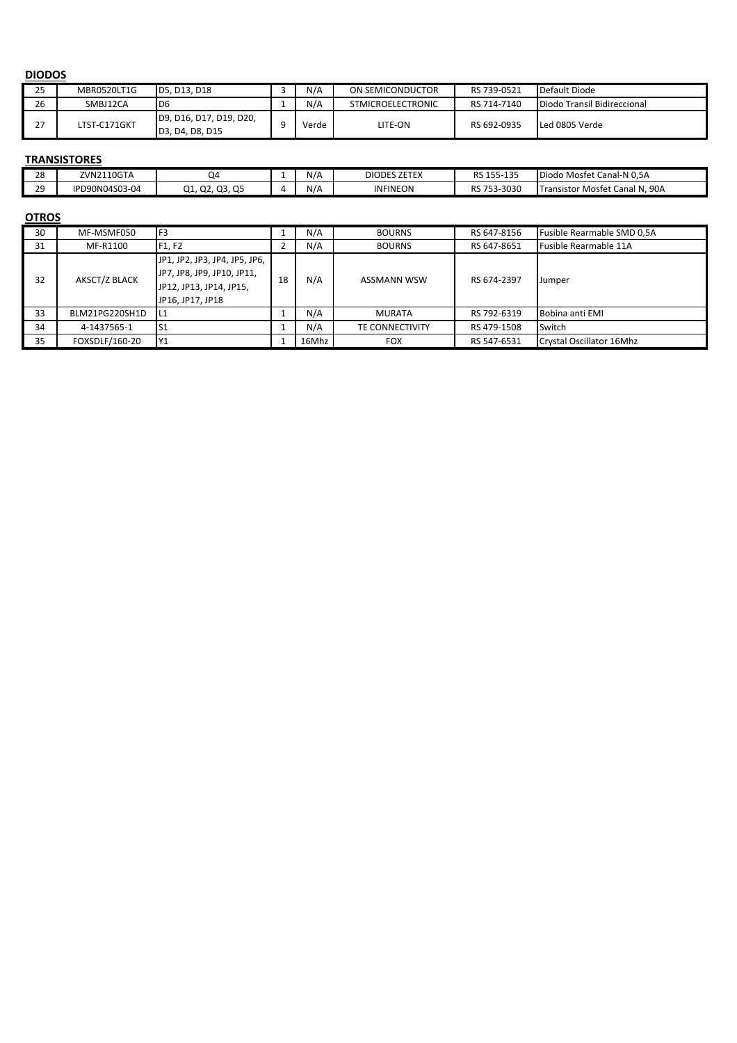**DIODOS**

| | | | | | | | |
|---|---|---|---|---|---|---|---|
| 25 | MBR0520LT1G | D5, D13, D18 | 3 | N/A | ON SEMICONDUCTOR | RS 739-0521 | Default Diode |
| 26 | SMBJ12CA | D6 | 1 | N/A | STMICROELECTRONIC | RS 714-7140 | Diodo Transil Bidireccional |
| 27 | LTST-C171GKT | D9, D16, D17, D19, D20, D3, D4, D8, D15 | 9 | Verde | LITE-ON | RS 692-0935 | Led 0805 Verde |

**TRANSISTORES**

| | | | | | | | |
|---|---|---|---|---|---|---|---|
| 28 | ZVN2110GTA | Q4 | 1 | N/A | DIODES ZETEX | RS 155-135 | Diodo Mosfet Canal-N 0,5A |
| 29 | IPD90N04S03-04 | Q1, Q2, Q3, Q5 | 4 | N/A | INFINEON | RS 753-3030 | Transistor Mosfet Canal N, 90A |

**OTROS**

| | | | | | | | |
|---|---|---|---|---|---|---|---|
| 30 | MF-MSMF050 | F3 | 1 | N/A | BOURNS | RS 647-8156 | Fusible Rearmable SMD 0,5A |
| 31 | MF-R1100 | F1, F2 | 2 | N/A | BOURNS | RS 647-8651 | Fusible Rearmable 11A |
| 32 | AKSCT/Z BLACK | JP1, JP2, JP3, JP4, JP5, JP6, JP7, JP8, JP9, JP10, JP11, JP12, JP13, JP14, JP15, JP16, JP17, JP18 | 18 | N/A | ASSMANN WSW | RS 674-2397 | Jumper |
| 33 | BLM21PG220SH1D | L1 | 1 | N/A | MURATA | RS 792-6319 | Bobina anti EMI |
| 34 | 4-1437565-1 | S1 | 1 | N/A | TE CONNECTIVITY | RS 479-1508 | Switch |
| 35 | FOXSDLF/160-20 | Y1 | 1 | 16Mhz | FOX | RS 547-6531 | Crystal Oscillator 16Mhz |